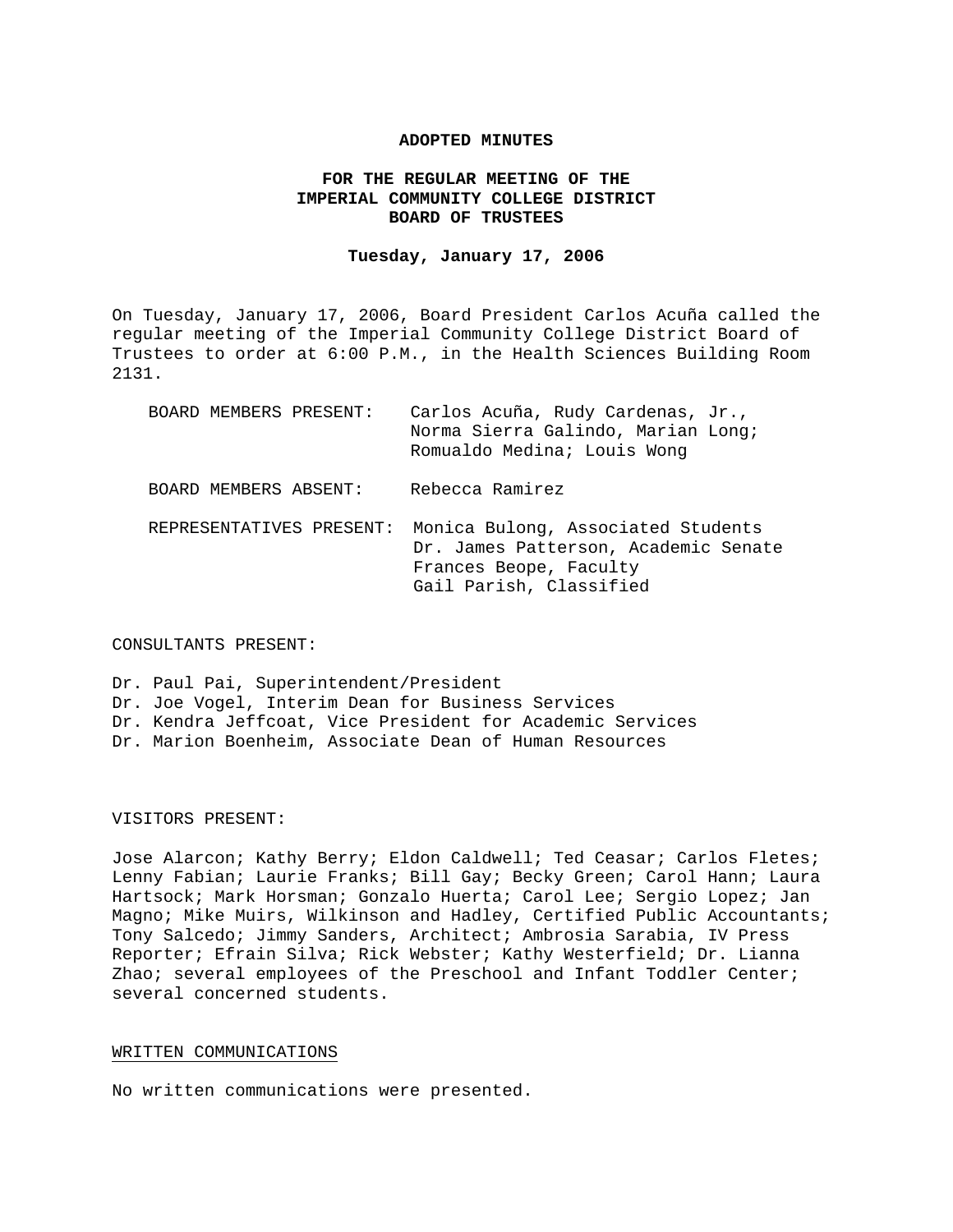# ADOPTED MINUTES

## FOR THE REGULAR MEETING OF THE IMPERIAL COMMUNITY COLLEGE DISTRICT BOARD OF TRUSTEES

**Tuesday, January 17, 2006**

On Tuesday, January 17, 2006, Board President Carlos Acuña called the regular meeting of the Imperial Community College District Board of Trustees to order at 6:00 P.M., in the Health Sciences Building Room 2131.

| | |
|---|---|
| BOARD MEMBERS PRESENT: | Carlos Acuña, Rudy Cardenas, Jr., Norma Sierra Galindo, Marian Long; Romualdo Medina; Louis Wong |
| BOARD MEMBERS ABSENT: | Rebecca Ramirez |
| REPRESENTATIVES PRESENT: | Monica Bulong, Associated Students<br>Dr. James Patterson, Academic Senate<br>Frances Beope, Faculty<br>Gail Parish, Classified |

CONSULTANTS PRESENT:

Dr. Paul Pai, Superintendent/President
Dr. Joe Vogel, Interim Dean for Business Services
Dr. Kendra Jeffcoat, Vice President for Academic Services
Dr. Marion Boenheim, Associate Dean of Human Resources

VISITORS PRESENT:

Jose Alarcon; Kathy Berry; Eldon Caldwell; Ted Ceasar; Carlos Fletes; Lenny Fabian; Laurie Franks; Bill Gay; Becky Green; Carol Hann; Laura Hartsock; Mark Horsman; Gonzalo Huerta; Carol Lee; Sergio Lopez; Jan Magno; Mike Muirs, Wilkinson and Hadley, Certified Public Accountants; Tony Salcedo; Jimmy Sanders, Architect; Ambrosia Sarabia, IV Press Reporter; Efrain Silva; Rick Webster; Kathy Westerfield; Dr. Lianna Zhao; several employees of the Preschool and Infant Toddler Center; several concerned students.

<u>WRITTEN COMMUNICATIONS</u>

No written communications were presented.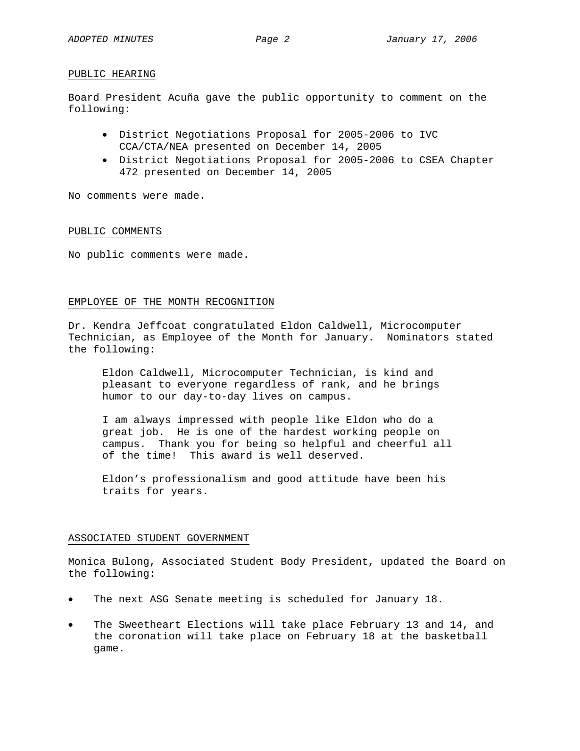## PUBLIC HEARING

Board President Acuña gave the public opportunity to comment on the following:

- District Negotiations Proposal for 2005-2006 to IVC CCA/CTA/NEA presented on December 14, 2005
- District Negotiations Proposal for 2005-2006 to CSEA Chapter 472 presented on December 14, 2005

No comments were made.

## PUBLIC COMMENTS

No public comments were made.

## EMPLOYEE OF THE MONTH RECOGNITION

Dr. Kendra Jeffcoat congratulated Eldon Caldwell, Microcomputer Technician, as Employee of the Month for January. Nominators stated the following:

> Eldon Caldwell, Microcomputer Technician, is kind and pleasant to everyone regardless of rank, and he brings humor to our day-to-day lives on campus.
>
> I am always impressed with people like Eldon who do a great job. He is one of the hardest working people on campus. Thank you for being so helpful and cheerful all of the time! This award is well deserved.
>
> Eldon's professionalism and good attitude have been his traits for years.

## ASSOCIATED STUDENT GOVERNMENT

Monica Bulong, Associated Student Body President, updated the Board on the following:

- The next ASG Senate meeting is scheduled for January 18.
- The Sweetheart Elections will take place February 13 and 14, and the coronation will take place on February 18 at the basketball game.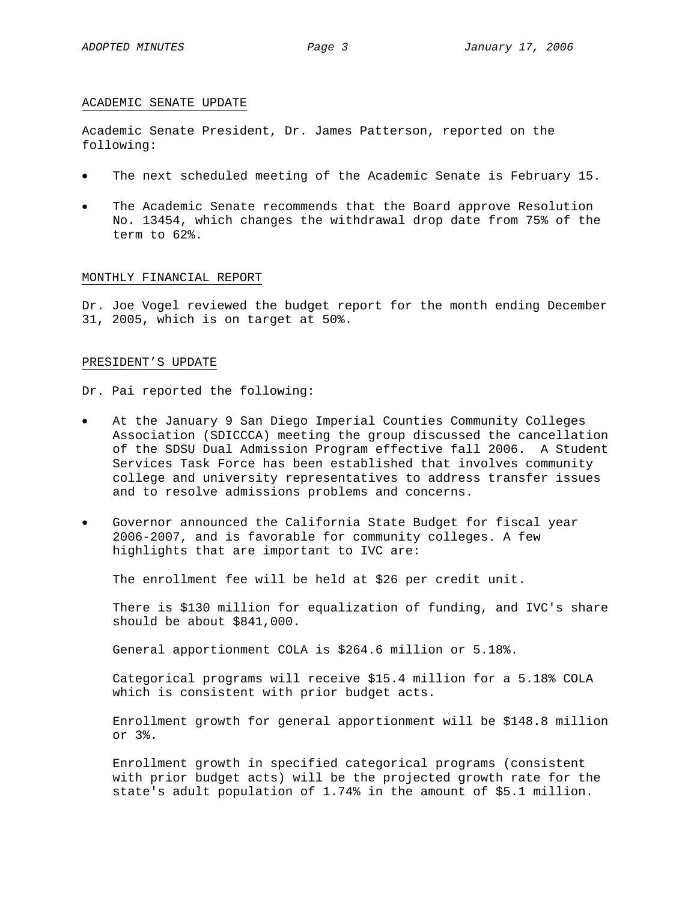## ACADEMIC SENATE UPDATE

Academic Senate President, Dr. James Patterson, reported on the following:

- The next scheduled meeting of the Academic Senate is February 15.
- The Academic Senate recommends that the Board approve Resolution No. 13454, which changes the withdrawal drop date from 75% of the term to 62%.

## MONTHLY FINANCIAL REPORT

Dr. Joe Vogel reviewed the budget report for the month ending December 31, 2005, which is on target at 50%.

## PRESIDENT'S UPDATE

Dr. Pai reported the following:

- At the January 9 San Diego Imperial Counties Community Colleges Association (SDICCCA) meeting the group discussed the cancellation of the SDSU Dual Admission Program effective fall 2006. A Student Services Task Force has been established that involves community college and university representatives to address transfer issues and to resolve admissions problems and concerns.
- Governor announced the California State Budget for fiscal year 2006-2007, and is favorable for community colleges. A few highlights that are important to IVC are:

  The enrollment fee will be held at $26 per credit unit.

  There is $130 million for equalization of funding, and IVC's share should be about $841,000.

  General apportionment COLA is $264.6 million or 5.18%.

  Categorical programs will receive $15.4 million for a 5.18% COLA which is consistent with prior budget acts.

  Enrollment growth for general apportionment will be $148.8 million or 3%.

  Enrollment growth in specified categorical programs (consistent with prior budget acts) will be the projected growth rate for the state's adult population of 1.74% in the amount of $5.1 million.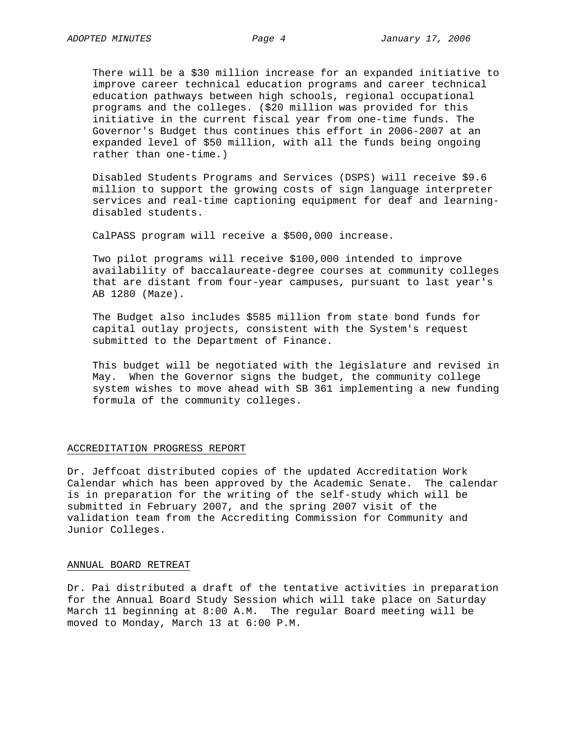There will be a $30 million increase for an expanded initiative to improve career technical education programs and career technical education pathways between high schools, regional occupational programs and the colleges. ($20 million was provided for this initiative in the current fiscal year from one-time funds. The Governor's Budget thus continues this effort in 2006-2007 at an expanded level of $50 million, with all the funds being ongoing rather than one-time.)

Disabled Students Programs and Services (DSPS) will receive $9.6 million to support the growing costs of sign language interpreter services and real-time captioning equipment for deaf and learning-disabled students.

CalPASS program will receive a $500,000 increase.

Two pilot programs will receive $100,000 intended to improve availability of baccalaureate-degree courses at community colleges that are distant from four-year campuses, pursuant to last year's AB 1280 (Maze).

The Budget also includes $585 million from state bond funds for capital outlay projects, consistent with the System's request submitted to the Department of Finance.

This budget will be negotiated with the legislature and revised in May. When the Governor signs the budget, the community college system wishes to move ahead with SB 361 implementing a new funding formula of the community colleges.

## ACCREDITATION PROGRESS REPORT

Dr. Jeffcoat distributed copies of the updated Accreditation Work Calendar which has been approved by the Academic Senate. The calendar is in preparation for the writing of the self-study which will be submitted in February 2007, and the spring 2007 visit of the validation team from the Accrediting Commission for Community and Junior Colleges.

## ANNUAL BOARD RETREAT

Dr. Pai distributed a draft of the tentative activities in preparation for the Annual Board Study Session which will take place on Saturday March 11 beginning at 8:00 A.M. The regular Board meeting will be moved to Monday, March 13 at 6:00 P.M.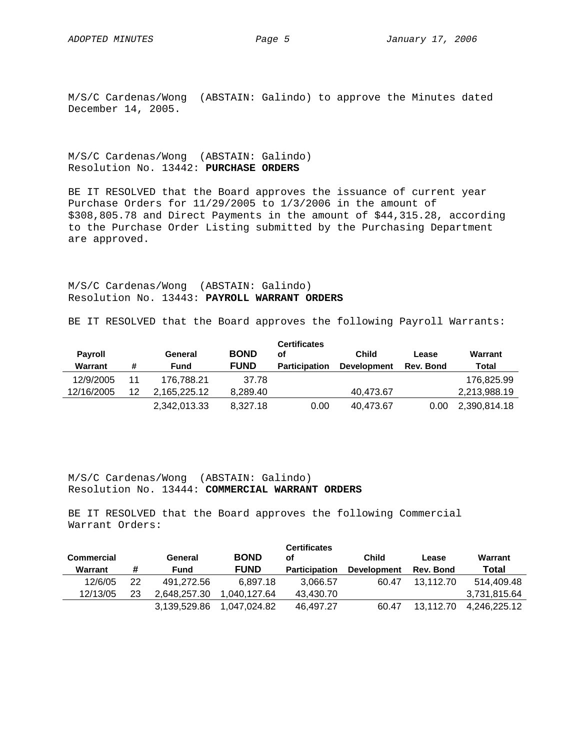M/S/C Cardenas/Wong (ABSTAIN: Galindo) to approve the Minutes dated December 14, 2005.

M/S/C Cardenas/Wong (ABSTAIN: Galindo)
Resolution No. 13442: **PURCHASE ORDERS**

BE IT RESOLVED that the Board approves the issuance of current year Purchase Orders for 11/29/2005 to 1/3/2006 in the amount of $308,805.78 and Direct Payments in the amount of $44,315.28, according to the Purchase Order Listing submitted by the Purchasing Department are approved.

M/S/C Cardenas/Wong (ABSTAIN: Galindo)
Resolution No. 13443: **PAYROLL WARRANT ORDERS**

BE IT RESOLVED that the Board approves the following Payroll Warrants:

| Payroll Warrant | # | General Fund | BOND FUND | Certificates of Participation | Child Development | Lease Rev. Bond | Warrant Total |
|---|---|---|---|---|---|---|---|
| 12/9/2005 | 11 | 176,788.21 | 37.78 | | | | 176,825.99 |
| 12/16/2005 | 12 | 2,165,225.12 | 8,289.40 | | 40,473.67 | | 2,213,988.19 |
| | | 2,342,013.33 | 8,327.18 | 0.00 | 40,473.67 | 0.00 | 2,390,814.18 |

M/S/C Cardenas/Wong (ABSTAIN: Galindo)
Resolution No. 13444: **COMMERCIAL WARRANT ORDERS**

BE IT RESOLVED that the Board approves the following Commercial Warrant Orders:

| Commercial Warrant | # | General Fund | BOND FUND | Certificates of Participation | Child Development | Lease Rev. Bond | Warrant Total |
|---|---|---|---|---|---|---|---|
| 12/6/05 | 22 | 491,272.56 | 6,897.18 | 3,066.57 | 60.47 | 13,112.70 | 514,409.48 |
| 12/13/05 | 23 | 2,648,257.30 | 1,040,127.64 | 43,430.70 | | | 3,731,815.64 |
| | | 3,139,529.86 | 1,047,024.82 | 46,497.27 | 60.47 | 13,112.70 | 4,246,225.12 |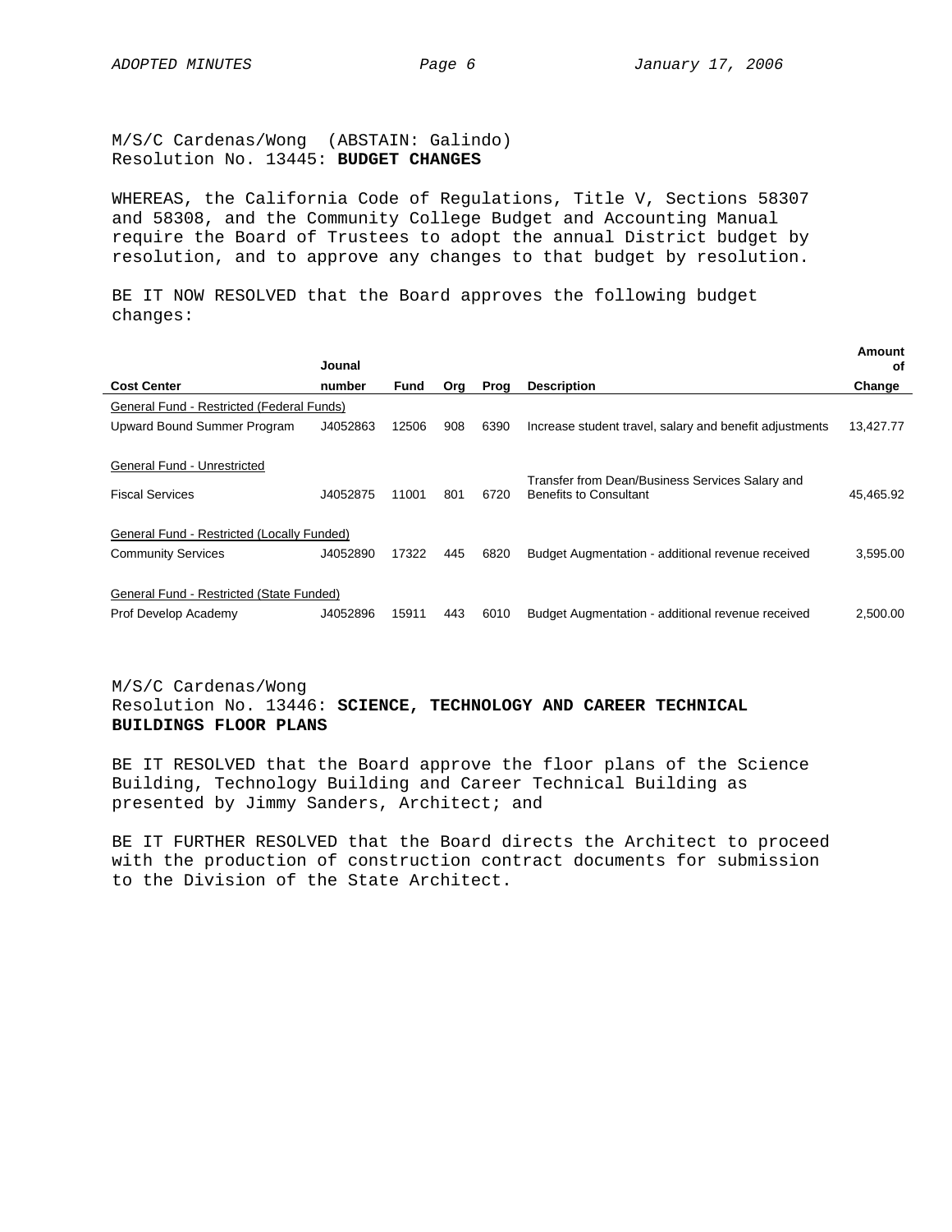M/S/C Cardenas/Wong (ABSTAIN: Galindo)
Resolution No. 13445: **BUDGET CHANGES**

WHEREAS, the California Code of Regulations, Title V, Sections 58307 and 58308, and the Community College Budget and Accounting Manual require the Board of Trustees to adopt the annual District budget by resolution, and to approve any changes to that budget by resolution.

BE IT NOW RESOLVED that the Board approves the following budget changes:

| Cost Center | Jounal number | Fund | Org | Prog | Description | Amount of Change |
|---|---|---|---|---|---|---|
| General Fund - Restricted (Federal Funds) | | | | | | |
| Upward Bound Summer Program | J4052863 | 12506 | 908 | 6390 | Increase student travel, salary and benefit adjustments | 13,427.77 |
| General Fund - Unrestricted | | | | | | |
| Fiscal Services | J4052875 | 11001 | 801 | 6720 | Transfer from Dean/Business Services Salary and Benefits to Consultant | 45,465.92 |
| General Fund - Restricted (Locally Funded) | | | | | | |
| Community Services | J4052890 | 17322 | 445 | 6820 | Budget Augmentation - additional revenue received | 3,595.00 |
| General Fund - Restricted (State Funded) | | | | | | |
| Prof Develop Academy | J4052896 | 15911 | 443 | 6010 | Budget Augmentation - additional revenue received | 2,500.00 |

M/S/C Cardenas/Wong
Resolution No. 13446: **SCIENCE, TECHNOLOGY AND CAREER TECHNICAL BUILDINGS FLOOR PLANS**

BE IT RESOLVED that the Board approve the floor plans of the Science Building, Technology Building and Career Technical Building as presented by Jimmy Sanders, Architect; and

BE IT FURTHER RESOLVED that the Board directs the Architect to proceed with the production of construction contract documents for submission to the Division of the State Architect.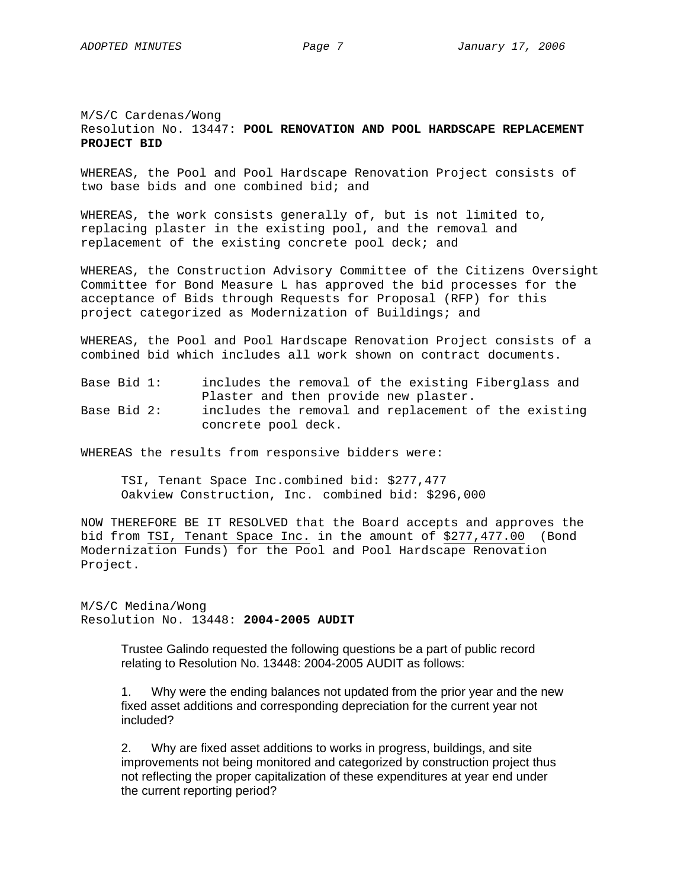M/S/C Cardenas/Wong
Resolution No. 13447: **POOL RENOVATION AND POOL HARDSCAPE REPLACEMENT PROJECT BID**

WHEREAS, the Pool and Pool Hardscape Renovation Project consists of two base bids and one combined bid; and

WHEREAS, the work consists generally of, but is not limited to, replacing plaster in the existing pool, and the removal and replacement of the existing concrete pool deck; and

WHEREAS, the Construction Advisory Committee of the Citizens Oversight Committee for Bond Measure L has approved the bid processes for the acceptance of Bids through Requests for Proposal (RFP) for this project categorized as Modernization of Buildings; and

WHEREAS, the Pool and Pool Hardscape Renovation Project consists of a combined bid which includes all work shown on contract documents.

Base Bid 1: includes the removal of the existing Fiberglass and Plaster and then provide new plaster.
Base Bid 2: includes the removal and replacement of the existing concrete pool deck.

WHEREAS the results from responsive bidders were:

TSI, Tenant Space Inc.combined bid: $277,477
Oakview Construction, Inc. combined bid: $296,000

NOW THEREFORE BE IT RESOLVED that the Board accepts and approves the bid from TSI, Tenant Space Inc. in the amount of $277,477.00 (Bond Modernization Funds) for the Pool and Pool Hardscape Renovation Project.

M/S/C Medina/Wong
Resolution No. 13448: **2004-2005 AUDIT**

Trustee Galindo requested the following questions be a part of public record relating to Resolution No. 13448: 2004-2005 AUDIT as follows:

1. Why were the ending balances not updated from the prior year and the new fixed asset additions and corresponding depreciation for the current year not included?

2. Why are fixed asset additions to works in progress, buildings, and site improvements not being monitored and categorized by construction project thus not reflecting the proper capitalization of these expenditures at year end under the current reporting period?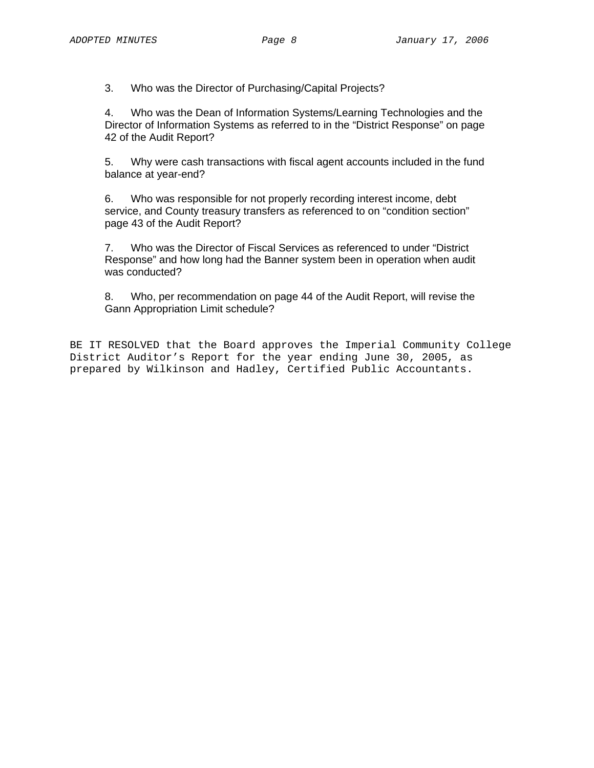3. Who was the Director of Purchasing/Capital Projects?

4. Who was the Dean of Information Systems/Learning Technologies and the Director of Information Systems as referred to in the "District Response" on page 42 of the Audit Report?

5. Why were cash transactions with fiscal agent accounts included in the fund balance at year-end?

6. Who was responsible for not properly recording interest income, debt service, and County treasury transfers as referenced to on "condition section" page 43 of the Audit Report?

7. Who was the Director of Fiscal Services as referenced to under "District Response" and how long had the Banner system been in operation when audit was conducted?

8. Who, per recommendation on page 44 of the Audit Report, will revise the Gann Appropriation Limit schedule?

BE IT RESOLVED that the Board approves the Imperial Community College District Auditor's Report for the year ending June 30, 2005, as prepared by Wilkinson and Hadley, Certified Public Accountants.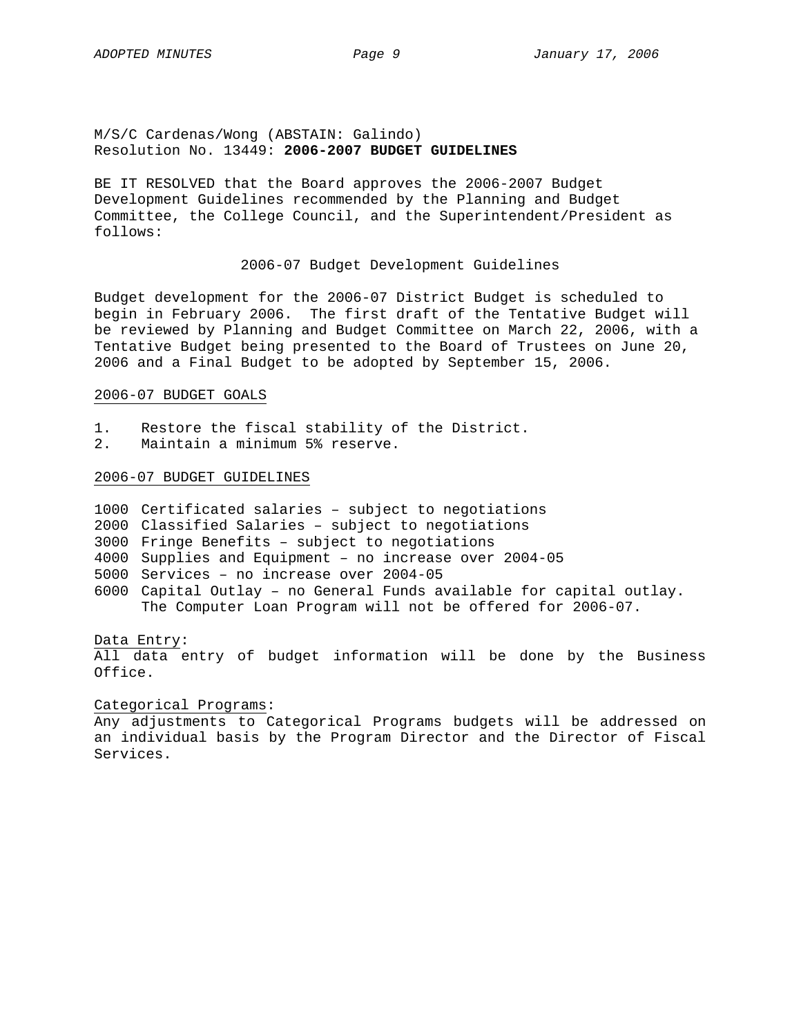M/S/C Cardenas/Wong (ABSTAIN: Galindo)
Resolution No. 13449: **2006-2007 BUDGET GUIDELINES**

BE IT RESOLVED that the Board approves the 2006-2007 Budget Development Guidelines recommended by the Planning and Budget Committee, the College Council, and the Superintendent/President as follows:

2006-07 Budget Development Guidelines

Budget development for the 2006-07 District Budget is scheduled to begin in February 2006. The first draft of the Tentative Budget will be reviewed by Planning and Budget Committee on March 22, 2006, with a Tentative Budget being presented to the Board of Trustees on June 20, 2006 and a Final Budget to be adopted by September 15, 2006.

2006-07 BUDGET GOALS

1. Restore the fiscal stability of the District.
2. Maintain a minimum 5% reserve.

2006-07 BUDGET GUIDELINES

1000 Certificated salaries – subject to negotiations
2000 Classified Salaries – subject to negotiations
3000 Fringe Benefits – subject to negotiations
4000 Supplies and Equipment – no increase over 2004-05
5000 Services – no increase over 2004-05
6000 Capital Outlay – no General Funds available for capital outlay. The Computer Loan Program will not be offered for 2006-07.

Data Entry:
All data entry of budget information will be done by the Business Office.

Categorical Programs:
Any adjustments to Categorical Programs budgets will be addressed on an individual basis by the Program Director and the Director of Fiscal Services.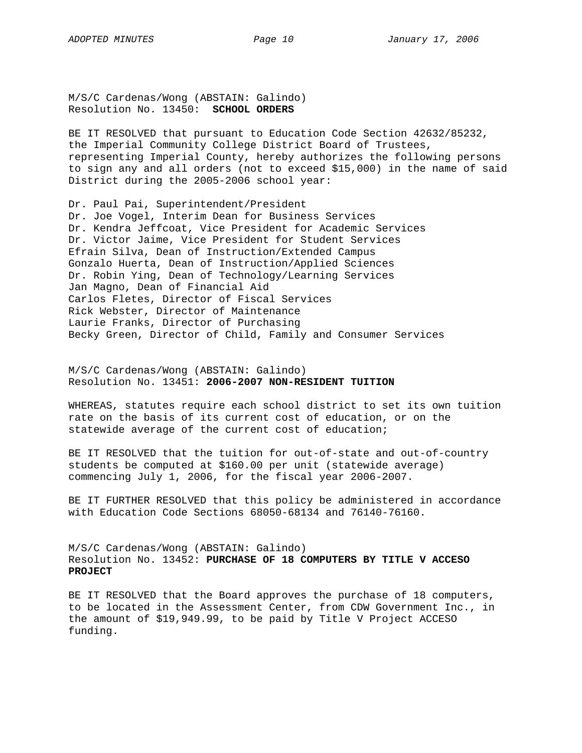M/S/C Cardenas/Wong (ABSTAIN: Galindo)
Resolution No. 13450: **SCHOOL ORDERS**

BE IT RESOLVED that pursuant to Education Code Section 42632/85232, the Imperial Community College District Board of Trustees, representing Imperial County, hereby authorizes the following persons to sign any and all orders (not to exceed $15,000) in the name of said District during the 2005-2006 school year:

Dr. Paul Pai, Superintendent/President
Dr. Joe Vogel, Interim Dean for Business Services
Dr. Kendra Jeffcoat, Vice President for Academic Services
Dr. Victor Jaime, Vice President for Student Services
Efrain Silva, Dean of Instruction/Extended Campus
Gonzalo Huerta, Dean of Instruction/Applied Sciences
Dr. Robin Ying, Dean of Technology/Learning Services
Jan Magno, Dean of Financial Aid
Carlos Fletes, Director of Fiscal Services
Rick Webster, Director of Maintenance
Laurie Franks, Director of Purchasing
Becky Green, Director of Child, Family and Consumer Services

M/S/C Cardenas/Wong (ABSTAIN: Galindo)
Resolution No. 13451: **2006-2007 NON-RESIDENT TUITION**

WHEREAS, statutes require each school district to set its own tuition rate on the basis of its current cost of education, or on the statewide average of the current cost of education;

BE IT RESOLVED that the tuition for out-of-state and out-of-country students be computed at $160.00 per unit (statewide average) commencing July 1, 2006, for the fiscal year 2006-2007.

BE IT FURTHER RESOLVED that this policy be administered in accordance with Education Code Sections 68050-68134 and 76140-76160.

M/S/C Cardenas/Wong (ABSTAIN: Galindo)
Resolution No. 13452: **PURCHASE OF 18 COMPUTERS BY TITLE V ACCESO PROJECT**

BE IT RESOLVED that the Board approves the purchase of 18 computers, to be located in the Assessment Center, from CDW Government Inc., in the amount of $19,949.99, to be paid by Title V Project ACCESO funding.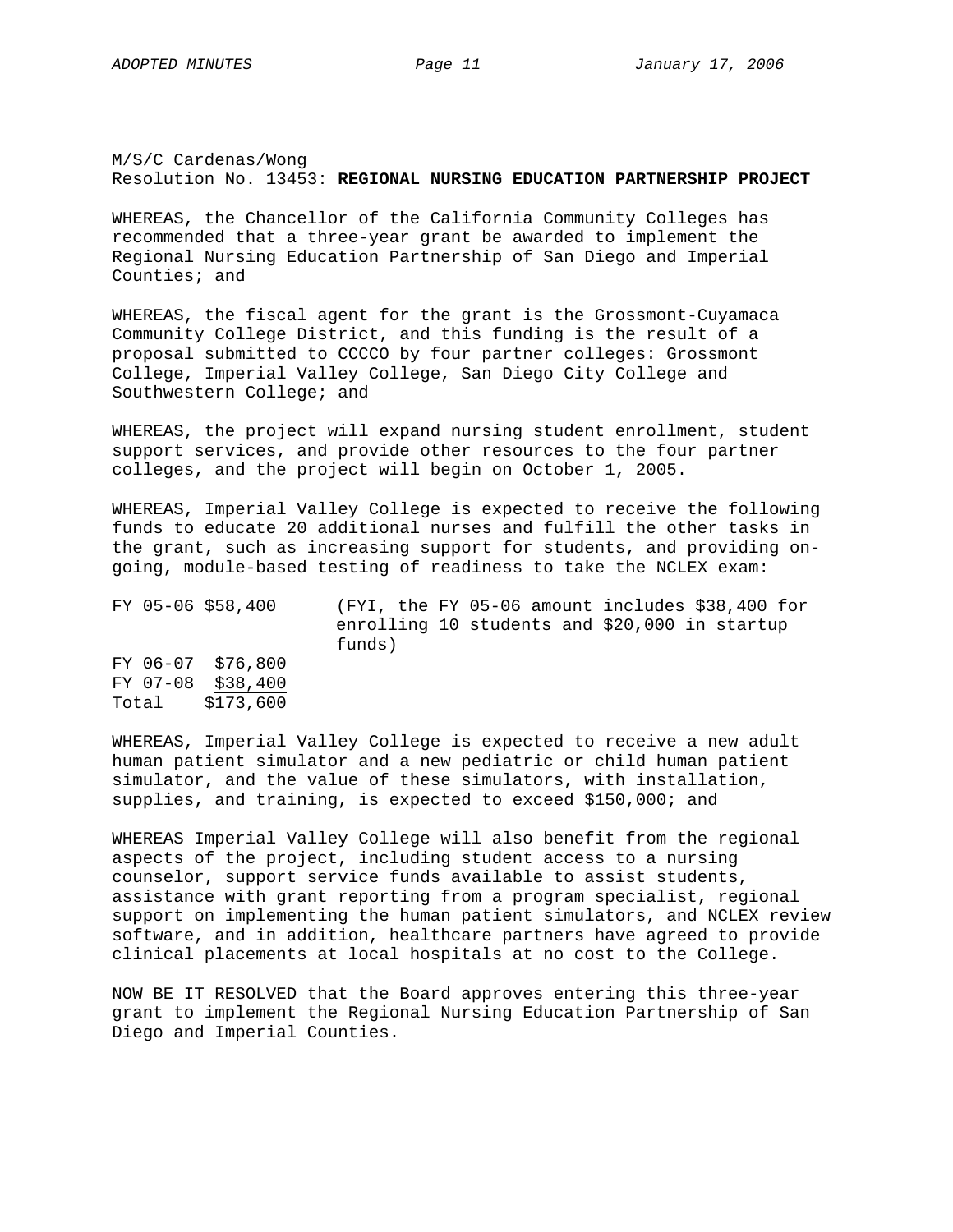M/S/C Cardenas/Wong
Resolution No. 13453: **REGIONAL NURSING EDUCATION PARTNERSHIP PROJECT**

WHEREAS, the Chancellor of the California Community Colleges has recommended that a three-year grant be awarded to implement the Regional Nursing Education Partnership of San Diego and Imperial Counties; and

WHEREAS, the fiscal agent for the grant is the Grossmont-Cuyamaca Community College District, and this funding is the result of a proposal submitted to CCCCO by four partner colleges: Grossmont College, Imperial Valley College, San Diego City College and Southwestern College; and

WHEREAS, the project will expand nursing student enrollment, student support services, and provide other resources to the four partner colleges, and the project will begin on October 1, 2005.

WHEREAS, Imperial Valley College is expected to receive the following funds to educate 20 additional nurses and fulfill the other tasks in the grant, such as increasing support for students, and providing on-going, module-based testing of readiness to take the NCLEX exam:

| | | |
|---|---|---|
| FY 05-06 | $58,400 | (FYI, the FY 05-06 amount includes $38,400 for enrolling 10 students and $20,000 in startup funds) |
| FY 06-07 | $76,800 | |
| FY 07-08 | $38,400 | |
| Total | $173,600 | |

WHEREAS, Imperial Valley College is expected to receive a new adult human patient simulator and a new pediatric or child human patient simulator, and the value of these simulators, with installation, supplies, and training, is expected to exceed $150,000; and

WHEREAS Imperial Valley College will also benefit from the regional aspects of the project, including student access to a nursing counselor, support service funds available to assist students, assistance with grant reporting from a program specialist, regional support on implementing the human patient simulators, and NCLEX review software, and in addition, healthcare partners have agreed to provide clinical placements at local hospitals at no cost to the College.

NOW BE IT RESOLVED that the Board approves entering this three-year grant to implement the Regional Nursing Education Partnership of San Diego and Imperial Counties.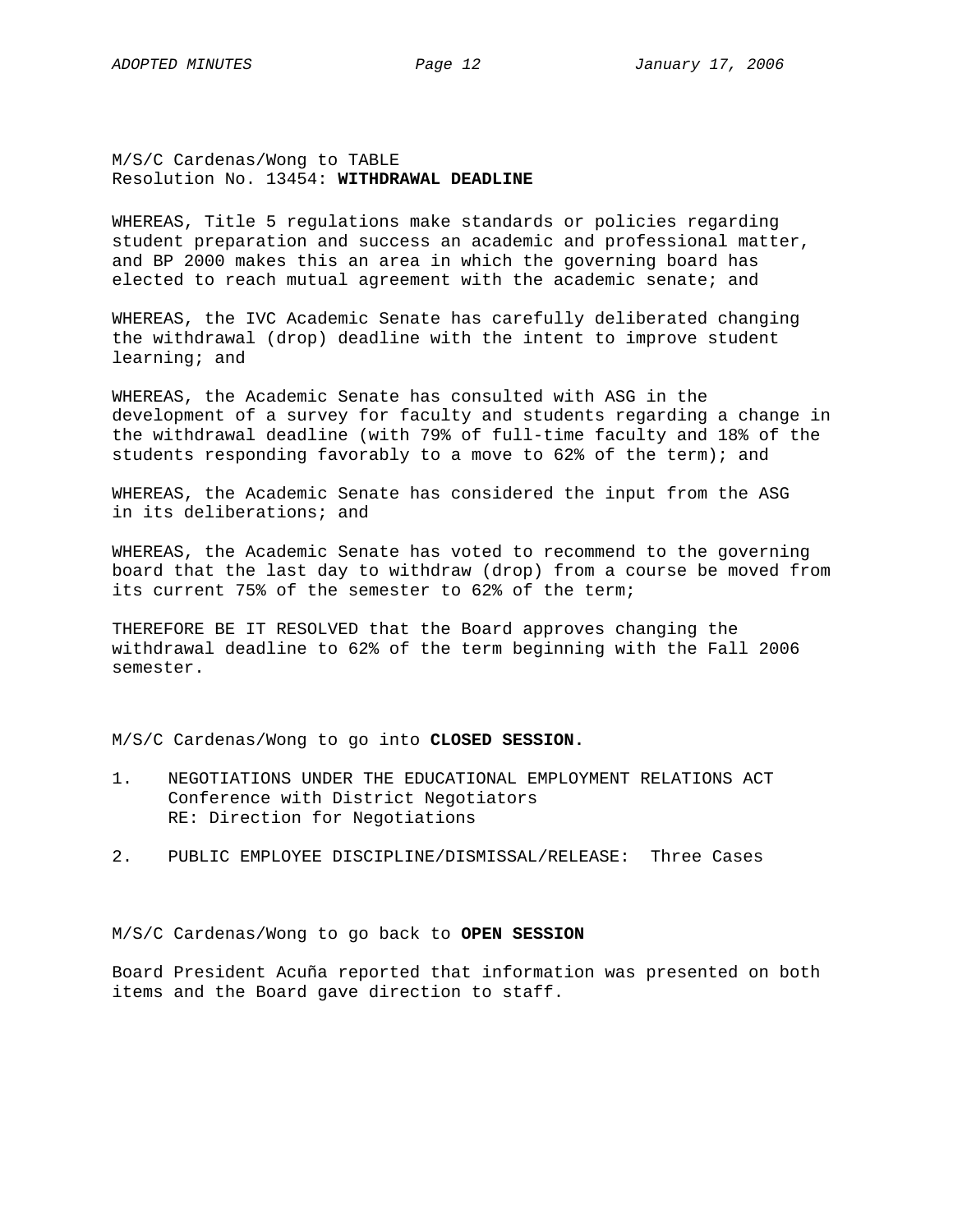M/S/C Cardenas/Wong to TABLE
Resolution No. 13454: **WITHDRAWAL DEADLINE**

WHEREAS, Title 5 regulations make standards or policies regarding student preparation and success an academic and professional matter, and BP 2000 makes this an area in which the governing board has elected to reach mutual agreement with the academic senate; and

WHEREAS, the IVC Academic Senate has carefully deliberated changing the withdrawal (drop) deadline with the intent to improve student learning; and

WHEREAS, the Academic Senate has consulted with ASG in the development of a survey for faculty and students regarding a change in the withdrawal deadline (with 79% of full-time faculty and 18% of the students responding favorably to a move to 62% of the term); and

WHEREAS, the Academic Senate has considered the input from the ASG in its deliberations; and

WHEREAS, the Academic Senate has voted to recommend to the governing board that the last day to withdraw (drop) from a course be moved from its current 75% of the semester to 62% of the term;

THEREFORE BE IT RESOLVED that the Board approves changing the withdrawal deadline to 62% of the term beginning with the Fall 2006 semester.

M/S/C Cardenas/Wong to go into **CLOSED SESSION.**

1. NEGOTIATIONS UNDER THE EDUCATIONAL EMPLOYMENT RELATIONS ACT
   Conference with District Negotiators
   RE: Direction for Negotiations

2. PUBLIC EMPLOYEE DISCIPLINE/DISMISSAL/RELEASE: Three Cases

M/S/C Cardenas/Wong to go back to **OPEN SESSION**

Board President Acuña reported that information was presented on both items and the Board gave direction to staff.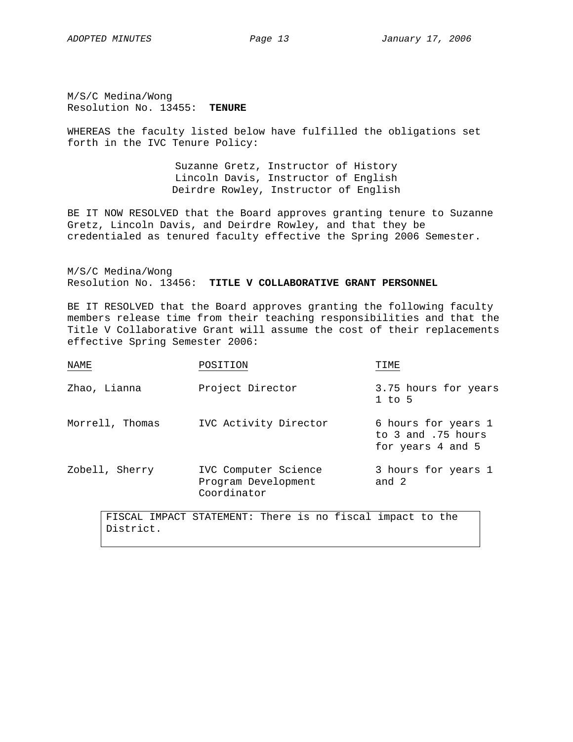M/S/C Medina/Wong
Resolution No. 13455: **TENURE**

WHEREAS the faculty listed below have fulfilled the obligations set forth in the IVC Tenure Policy:

Suzanne Gretz, Instructor of History
Lincoln Davis, Instructor of English
Deirdre Rowley, Instructor of English

BE IT NOW RESOLVED that the Board approves granting tenure to Suzanne Gretz, Lincoln Davis, and Deirdre Rowley, and that they be credentialed as tenured faculty effective the Spring 2006 Semester.

M/S/C Medina/Wong
Resolution No. 13456: **TITLE V COLLABORATIVE GRANT PERSONNEL**

BE IT RESOLVED that the Board approves granting the following faculty members release time from their teaching responsibilities and that the Title V Collaborative Grant will assume the cost of their replacements effective Spring Semester 2006:

| NAME | POSITION | TIME |
|---|---|---|
| Zhao, Lianna | Project Director | 3.75 hours for years 1 to 5 |
| Morrell, Thomas | IVC Activity Director | 6 hours for years 1 to 3 and .75 hours for years 4 and 5 |
| Zobell, Sherry | IVC Computer Science Program Development Coordinator | 3 hours for years 1 and 2 |

FISCAL IMPACT STATEMENT: There is no fiscal impact to the District.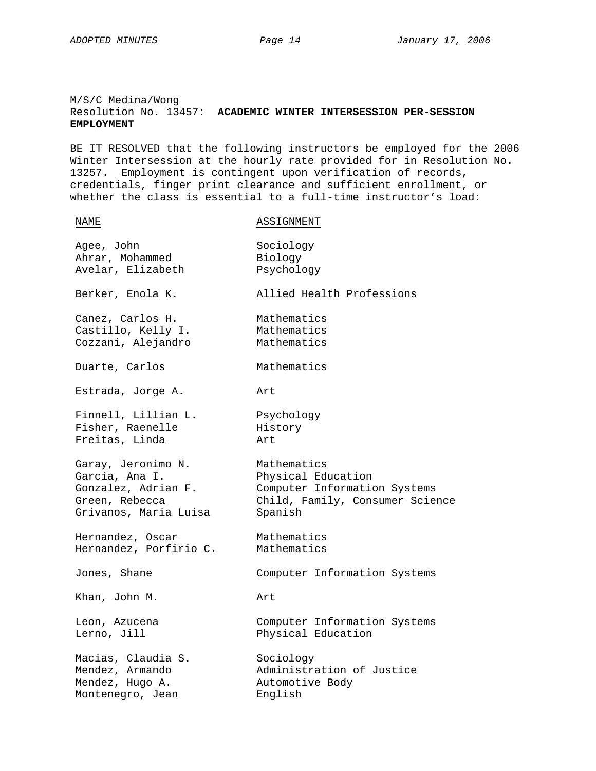M/S/C Medina/Wong
Resolution No. 13457: **ACADEMIC WINTER INTERSESSION PER-SESSION EMPLOYMENT**

BE IT RESOLVED that the following instructors be employed for the 2006 Winter Intersession at the hourly rate provided for in Resolution No. 13257. Employment is contingent upon verification of records, credentials, finger print clearance and sufficient enrollment, or whether the class is essential to a full-time instructor's load:

| NAME | ASSIGNMENT |
|---|---|
| Agee, John | Sociology |
| Ahrar, Mohammed | Biology |
| Avelar, Elizabeth | Psychology |
| Berker, Enola K. | Allied Health Professions |
| Canez, Carlos H. | Mathematics |
| Castillo, Kelly I. | Mathematics |
| Cozzani, Alejandro | Mathematics |
| Duarte, Carlos | Mathematics |
| Estrada, Jorge A. | Art |
| Finnell, Lillian L. | Psychology |
| Fisher, Raenelle | History |
| Freitas, Linda | Art |
| Garay, Jeronimo N. | Mathematics |
| Garcia, Ana I. | Physical Education |
| Gonzalez, Adrian F. | Computer Information Systems |
| Green, Rebecca | Child, Family, Consumer Science |
| Grivanos, Maria Luisa | Spanish |
| Hernandez, Oscar | Mathematics |
| Hernandez, Porfirio C. | Mathematics |
| Jones, Shane | Computer Information Systems |
| Khan, John M. | Art |
| Leon, Azucena | Computer Information Systems |
| Lerno, Jill | Physical Education |
| Macias, Claudia S. | Sociology |
| Mendez, Armando | Administration of Justice |
| Mendez, Hugo A. | Automotive Body |
| Montenegro, Jean | English |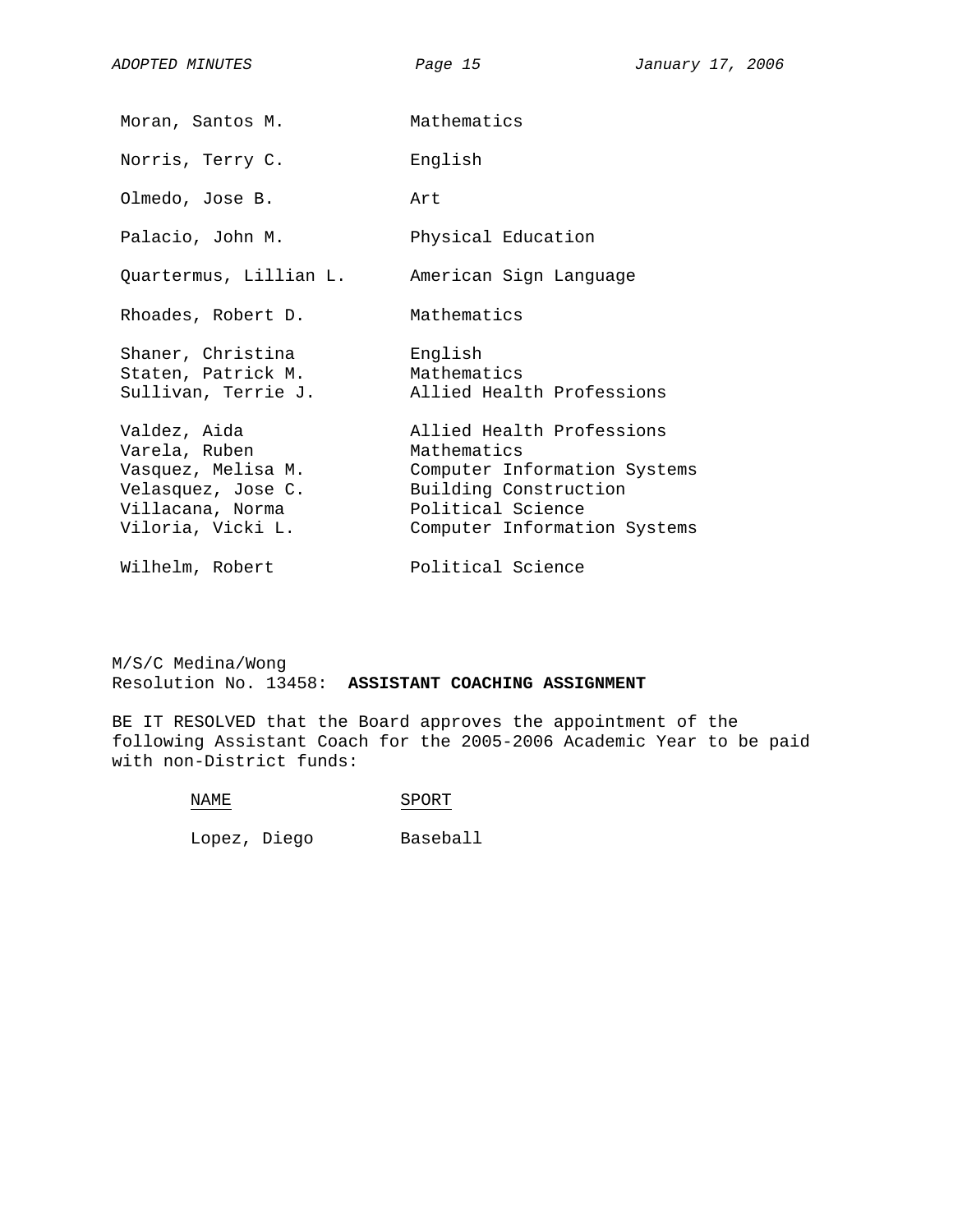| | |
|---|---|
| Moran, Santos M. | Mathematics |
| Norris, Terry C. | English |
| Olmedo, Jose B. | Art |
| Palacio, John M. | Physical Education |
| Quartermus, Lillian L. | American Sign Language |
| Rhoades, Robert D. | Mathematics |
| Shaner, Christina | English |
| Staten, Patrick M. | Mathematics |
| Sullivan, Terrie J. | Allied Health Professions |
| Valdez, Aida | Allied Health Professions |
| Varela, Ruben | Mathematics |
| Vasquez, Melisa M. | Computer Information Systems |
| Velasquez, Jose C. | Building Construction |
| Villacana, Norma | Political Science |
| Viloria, Vicki L. | Computer Information Systems |
| Wilhelm, Robert | Political Science |

M/S/C Medina/Wong
Resolution No. 13458: **ASSISTANT COACHING ASSIGNMENT**

BE IT RESOLVED that the Board approves the appointment of the following Assistant Coach for the 2005-2006 Academic Year to be paid with non-District funds:

| NAME | SPORT |
|---|---|
| Lopez, Diego | Baseball |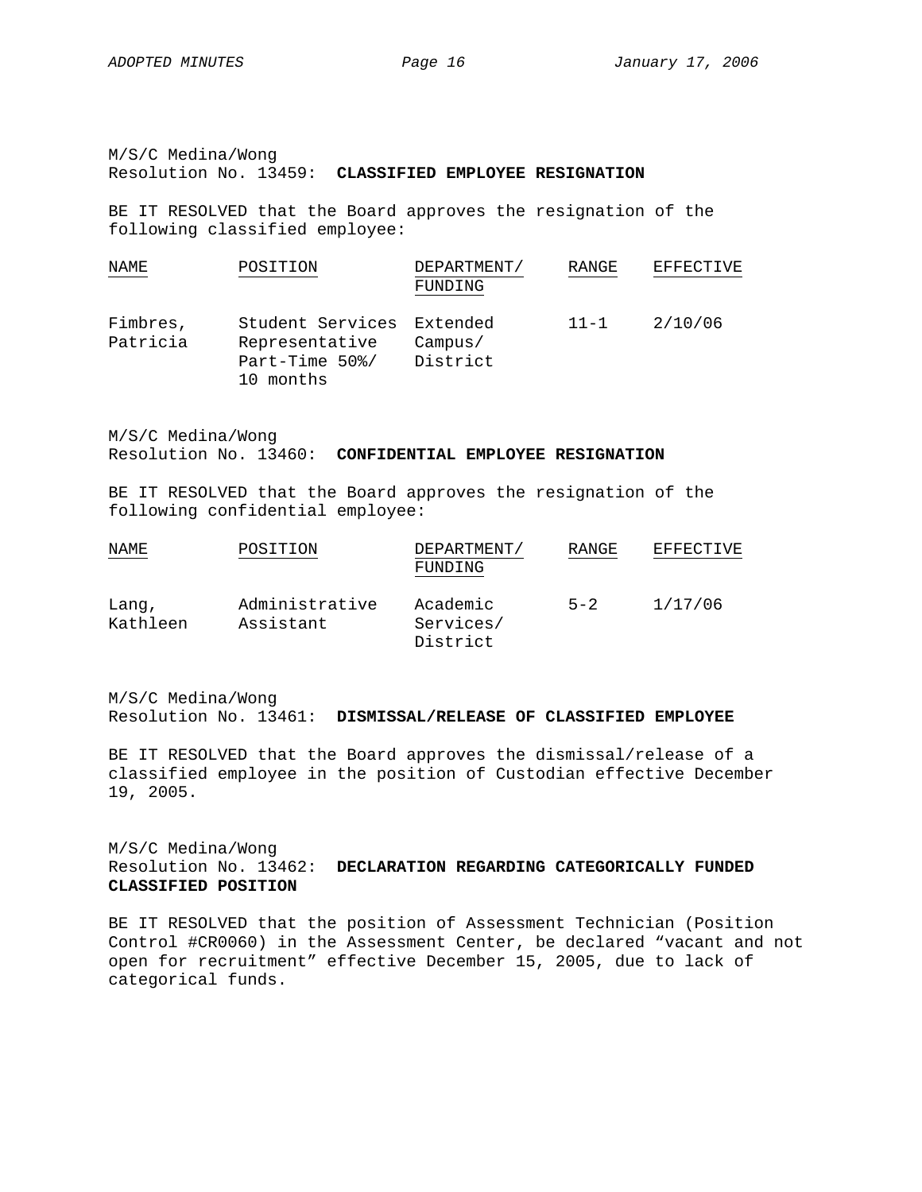M/S/C Medina/Wong
Resolution No. 13459: **CLASSIFIED EMPLOYEE RESIGNATION**

BE IT RESOLVED that the Board approves the resignation of the following classified employee:

| NAME | POSITION | DEPARTMENT/ FUNDING | RANGE | EFFECTIVE |
|---|---|---|---|---|
| Fimbres, Patricia | Student Services Representative Part-Time 50%/ 10 months | Extended Campus/ District | 11-1 | 2/10/06 |

M/S/C Medina/Wong
Resolution No. 13460: **CONFIDENTIAL EMPLOYEE RESIGNATION**

BE IT RESOLVED that the Board approves the resignation of the following confidential employee:

| NAME | POSITION | DEPARTMENT/ FUNDING | RANGE | EFFECTIVE |
|---|---|---|---|---|
| Lang, Kathleen | Administrative Assistant | Academic Services/ District | 5-2 | 1/17/06 |

M/S/C Medina/Wong
Resolution No. 13461: **DISMISSAL/RELEASE OF CLASSIFIED EMPLOYEE**

BE IT RESOLVED that the Board approves the dismissal/release of a classified employee in the position of Custodian effective December 19, 2005.

M/S/C Medina/Wong
Resolution No. 13462: **DECLARATION REGARDING CATEGORICALLY FUNDED CLASSIFIED POSITION**

BE IT RESOLVED that the position of Assessment Technician (Position Control #CR0060) in the Assessment Center, be declared "vacant and not open for recruitment" effective December 15, 2005, due to lack of categorical funds.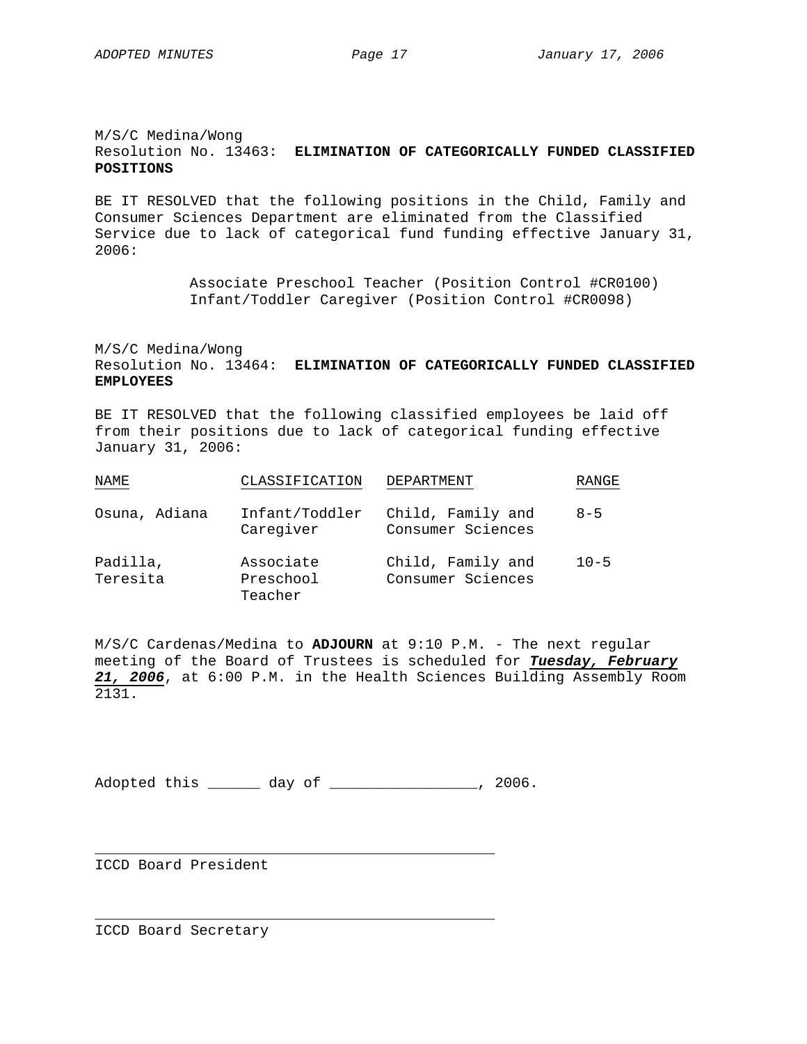M/S/C Medina/Wong
Resolution No. 13463: **ELIMINATION OF CATEGORICALLY FUNDED CLASSIFIED POSITIONS**

BE IT RESOLVED that the following positions in the Child, Family and Consumer Sciences Department are eliminated from the Classified Service due to lack of categorical fund funding effective January 31, 2006:

Associate Preschool Teacher (Position Control #CR0100)
Infant/Toddler Caregiver (Position Control #CR0098)

M/S/C Medina/Wong
Resolution No. 13464: **ELIMINATION OF CATEGORICALLY FUNDED CLASSIFIED EMPLOYEES**

BE IT RESOLVED that the following classified employees be laid off from their positions due to lack of categorical funding effective January 31, 2006:

| NAME | CLASSIFICATION | DEPARTMENT | RANGE |
|---|---|---|---|
| Osuna, Adiana | Infant/Toddler Caregiver | Child, Family and Consumer Sciences | 8-5 |
| Padilla, Teresita | Associate Preschool Teacher | Child, Family and Consumer Sciences | 10-5 |

M/S/C Cardenas/Medina to **ADJOURN** at 9:10 P.M. - The next regular meeting of the Board of Trustees is scheduled for ***Tuesday, February 21, 2006***, at 6:00 P.M. in the Health Sciences Building Assembly Room 2131.

Adopted this ______ day of ________________, 2006.

_______________________________________________
ICCD Board President

_______________________________________________
ICCD Board Secretary